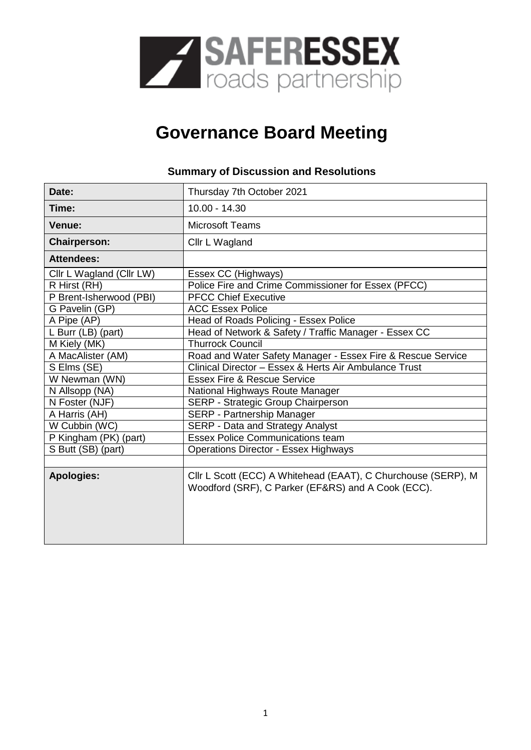SAFERESSEX roads partnership

# Governance Board Meeting

### Summary of Discussion and Resolutions

| **Date:** | Thursday 7th October 2021 |
|---|---|
| **Time:** | 10.00 - 14.30 |
| **Venue:** | Microsoft Teams |
| **Chairperson:** | Cllr L Wagland |
| **Attendees:** | |
| Cllr L Wagland (Cllr LW) | Essex CC (Highways) |
| R Hirst (RH) | Police Fire and Crime Commissioner for Essex (PFCC) |
| P Brent-Isherwood (PBI) | PFCC Chief Executive |
| G Pavelin (GP) | ACC Essex Police |
| A Pipe (AP) | Head of Roads Policing - Essex Police |
| L Burr (LB) (part) | Head of Network & Safety / Traffic Manager - Essex CC |
| M Kiely (MK) | Thurrock Council |
| A MacAlister (AM) | Road and Water Safety Manager - Essex Fire & Rescue Service |
| S Elms (SE) | Clinical Director – Essex & Herts Air Ambulance Trust |
| W Newman (WN) | Essex Fire & Rescue Service |
| N Allsopp (NA) | National Highways Route Manager |
| N Foster (NJF) | SERP - Strategic Group Chairperson |
| A Harris (AH) | SERP - Partnership Manager |
| W Cubbin (WC) | SERP - Data and Strategy Analyst |
| P Kingham (PK) (part) | Essex Police Communications team |
| S Butt (SB) (part) | Operations Director - Essex Highways |
| | |
| **Apologies:** | Cllr L Scott (ECC) A Whitehead (EAAT), C Churchouse (SERP), M Woodford (SRF), C Parker (EF&RS) and A Cook (ECC). |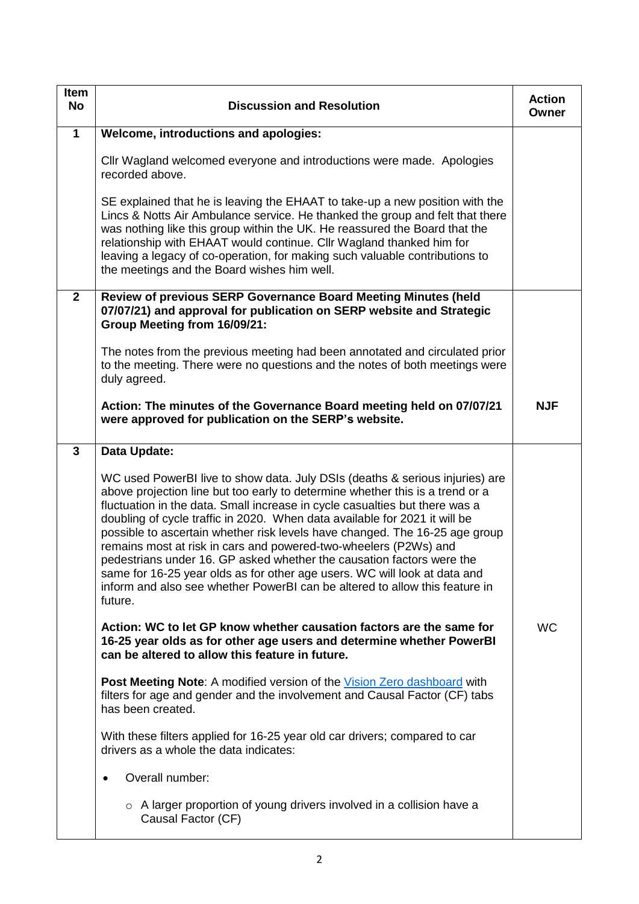| Item No | Discussion and Resolution | Action Owner |
|---|---|---|
| **1** | **Welcome, introductions and apologies:**<br><br>Cllr Wagland welcomed everyone and introductions were made. Apologies recorded above.<br><br>SE explained that he is leaving the EHAAT to take-up a new position with the Lincs & Notts Air Ambulance service. He thanked the group and felt that there was nothing like this group within the UK. He reassured the Board that the relationship with EHAAT would continue. Cllr Wagland thanked him for leaving a legacy of co-operation, for making such valuable contributions to the meetings and the Board wishes him well. | |
| **2** | **Review of previous SERP Governance Board Meeting Minutes (held 07/07/21) and approval for publication on SERP website and Strategic Group Meeting from 16/09/21:**<br><br>The notes from the previous meeting had been annotated and circulated prior to the meeting. There were no questions and the notes of both meetings were duly agreed.<br><br>**Action: The minutes of the Governance Board meeting held on 07/07/21 were approved for publication on the SERP's website.** | **NJF** |
| **3** | **Data Update:**<br><br>WC used PowerBI live to show data. July DSIs (deaths & serious injuries) are above projection line but too early to determine whether this is a trend or a fluctuation in the data. Small increase in cycle casualties but there was a doubling of cycle traffic in 2020. When data available for 2021 it will be possible to ascertain whether risk levels have changed. The 16-25 age group remains most at risk in cars and powered-two-wheelers (P2Ws) and pedestrians under 16. GP asked whether the causation factors were the same for 16-25 year olds as for other age users. WC will look at data and inform and also see whether PowerBI can be altered to allow this feature in future.<br><br>**Action: WC to let GP know whether causation factors are the same for 16-25 year olds as for other age users and determine whether PowerBI can be altered to allow this feature in future.**<br><br>**Post Meeting Note**: A modified version of the Vision Zero dashboard with filters for age and gender and the involvement and Causal Factor (CF) tabs has been created.<br><br>With these filters applied for 16-25 year old car drivers; compared to car drivers as a whole the data indicates:<br><br>• Overall number:<br><br>&nbsp;&nbsp;&nbsp;&nbsp;○ A larger proportion of young drivers involved in a collision have a Causal Factor (CF) | WC |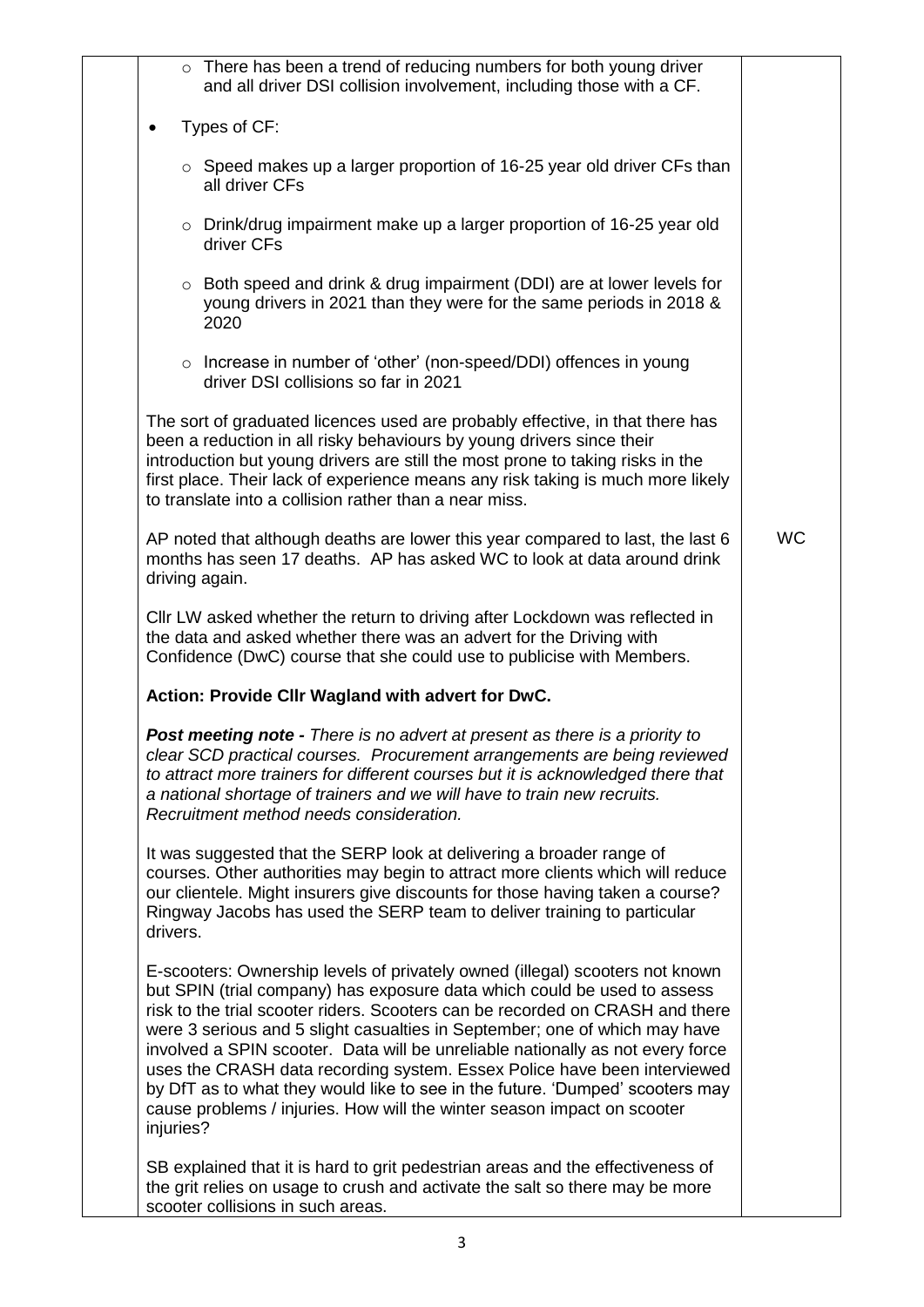- There has been a trend of reducing numbers for both young driver and all driver DSI collision involvement, including those with a CF.

- Types of CF:
  - Speed makes up a larger proportion of 16-25 year old driver CFs than all driver CFs
  - Drink/drug impairment make up a larger proportion of 16-25 year old driver CFs
  - Both speed and drink & drug impairment (DDI) are at lower levels for young drivers in 2021 than they were for the same periods in 2018 & 2020
  - Increase in number of 'other' (non-speed/DDI) offences in young driver DSI collisions so far in 2021

The sort of graduated licences used are probably effective, in that there has been a reduction in all risky behaviours by young drivers since their introduction but young drivers are still the most prone to taking risks in the first place. Their lack of experience means any risk taking is much more likely to translate into a collision rather than a near miss.

AP noted that although deaths are lower this year compared to last, the last 6 months has seen 17 deaths. AP has asked WC to look at data around drink driving again. — **WC**

Cllr LW asked whether the return to driving after Lockdown was reflected in the data and asked whether there was an advert for the Driving with Confidence (DwC) course that she could use to publicise with Members.

**Action: Provide Cllr Wagland with advert for DwC.**

***Post meeting note -*** *There is no advert at present as there is a priority to clear SCD practical courses. Procurement arrangements are being reviewed to attract more trainers for different courses but it is acknowledged there that a national shortage of trainers and we will have to train new recruits. Recruitment method needs consideration.*

It was suggested that the SERP look at delivering a broader range of courses. Other authorities may begin to attract more clients which will reduce our clientele. Might insurers give discounts for those having taken a course? Ringway Jacobs has used the SERP team to deliver training to particular drivers.

E-scooters: Ownership levels of privately owned (illegal) scooters not known but SPIN (trial company) has exposure data which could be used to assess risk to the trial scooter riders. Scooters can be recorded on CRASH and there were 3 serious and 5 slight casualties in September; one of which may have involved a SPIN scooter. Data will be unreliable nationally as not every force uses the CRASH data recording system. Essex Police have been interviewed by DfT as to what they would like to see in the future. 'Dumped' scooters may cause problems / injuries. How will the winter season impact on scooter injuries?

SB explained that it is hard to grit pedestrian areas and the effectiveness of the grit relies on usage to crush and activate the salt so there may be more scooter collisions in such areas.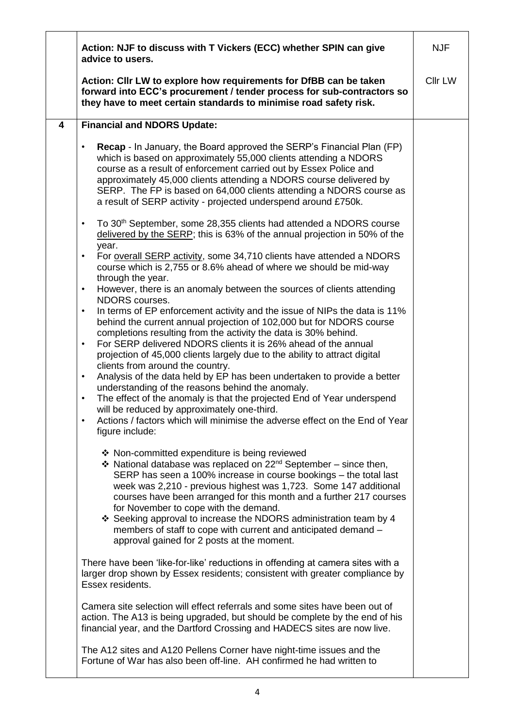| | | |
|---|---|---|
| | **Action: NJF to discuss with T Vickers (ECC) whether SPIN can give advice to users.**<br><br>**Action: Cllr LW to explore how requirements for DfBB can be taken forward into ECC's procurement / tender process for sub-contractors so they have to meet certain standards to minimise road safety risk.** | NJF<br><br>Cllr LW |
| **4** | **Financial and NDORS Update:**<br><br>• **Recap** - In January, the Board approved the SERP's Financial Plan (FP) which is based on approximately 55,000 clients attending a NDORS course as a result of enforcement carried out by Essex Police and approximately 45,000 clients attending a NDORS course delivered by SERP. The FP is based on 64,000 clients attending a NDORS course as a result of SERP activity - projected underspend around £750k.<br><br>• To 30th September, some 28,355 clients had attended a NDORS course delivered by the SERP; this is 63% of the annual projection in 50% of the year.<br>• For overall SERP activity, some 34,710 clients have attended a NDORS course which is 2,755 or 8.6% ahead of where we should be mid-way through the year.<br>• However, there is an anomaly between the sources of clients attending NDORS courses.<br>• In terms of EP enforcement activity and the issue of NIPs the data is 11% behind the current annual projection of 102,000 but for NDORS course completions resulting from the activity the data is 30% behind.<br>• For SERP delivered NDORS clients it is 26% ahead of the annual projection of 45,000 clients largely due to the ability to attract digital clients from around the country.<br>• Analysis of the data held by EP has been undertaken to provide a better understanding of the reasons behind the anomaly.<br>• The effect of the anomaly is that the projected End of Year underspend will be reduced by approximately one-third.<br>• Actions / factors which will minimise the adverse effect on the End of Year figure include:<br><br>❖ Non-committed expenditure is being reviewed<br>❖ National database was replaced on 22nd September – since then, SERP has seen a 100% increase in course bookings – the total last week was 2,210 - previous highest was 1,723. Some 147 additional courses have been arranged for this month and a further 217 courses for November to cope with the demand.<br>❖ Seeking approval to increase the NDORS administration team by 4 members of staff to cope with current and anticipated demand – approval gained for 2 posts at the moment.<br><br>There have been 'like-for-like' reductions in offending at camera sites with a larger drop shown by Essex residents; consistent with greater compliance by Essex residents.<br><br>Camera site selection will effect referrals and some sites have been out of action. The A13 is being upgraded, but should be complete by the end of his financial year, and the Dartford Crossing and HADECS sites are now live.<br><br>The A12 sites and A120 Pellens Corner have night-time issues and the Fortune of War has also been off-line. AH confirmed he had written to | |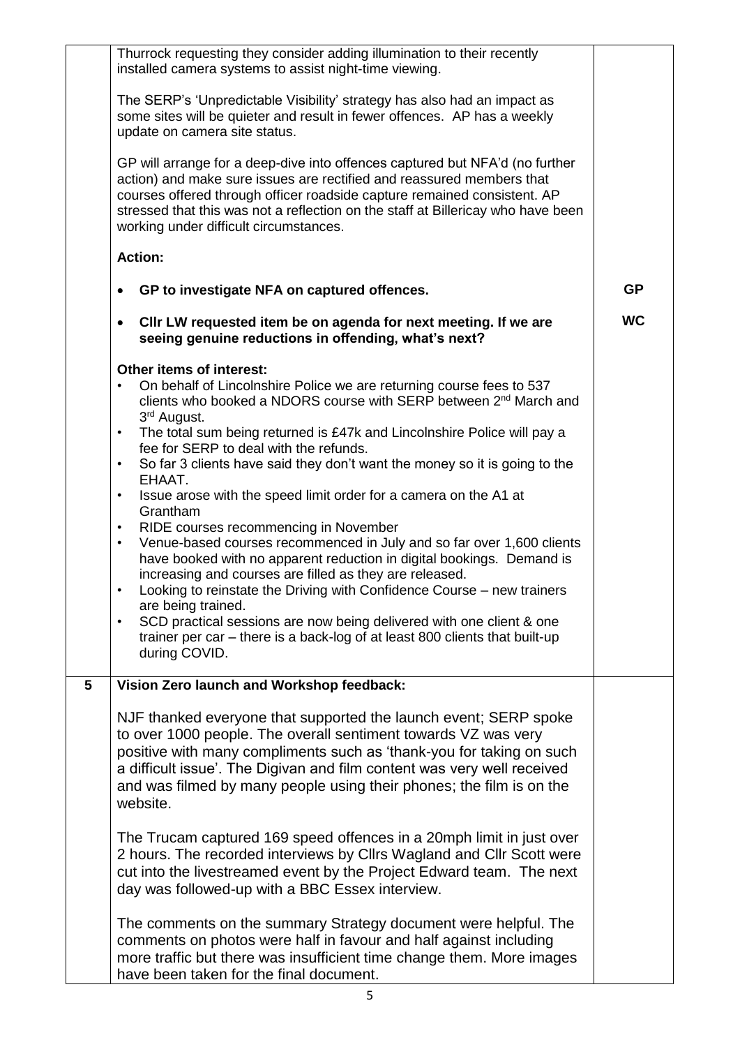| | | |
|---|---|---|
| | Thurrock requesting they consider adding illumination to their recently installed camera systems to assist night-time viewing.<br><br>The SERP's 'Unpredictable Visibility' strategy has also had an impact as some sites will be quieter and result in fewer offences. AP has a weekly update on camera site status.<br><br>GP will arrange for a deep-dive into offences captured but NFA'd (no further action) and make sure issues are rectified and reassured members that courses offered through officer roadside capture remained consistent. AP stressed that this was not a reflection on the staff at Billericay who have been working under difficult circumstances.<br><br>**Action:**<br><br>• **GP to investigate NFA on captured offences.**<br><br>• **Cllr LW requested item be on agenda for next meeting. If we are seeing genuine reductions in offending, what's next?**<br><br>**Other items of interest:**<br>• On behalf of Lincolnshire Police we are returning course fees to 537 clients who booked a NDORS course with SERP between 2nd March and 3rd August.<br>• The total sum being returned is £47k and Lincolnshire Police will pay a fee for SERP to deal with the refunds.<br>• So far 3 clients have said they don't want the money so it is going to the EHAAT.<br>• Issue arose with the speed limit order for a camera on the A1 at Grantham<br>• RIDE courses recommencing in November<br>• Venue-based courses recommenced in July and so far over 1,600 clients have booked with no apparent reduction in digital bookings. Demand is increasing and courses are filled as they are released.<br>• Looking to reinstate the Driving with Confidence Course – new trainers are being trained.<br>• SCD practical sessions are now being delivered with one client & one trainer per car – there is a back-log of at least 800 clients that built-up during COVID. | <br><br><br><br><br><br><br><br><br><br><br><br><br>**GP**<br><br>**WC** |
| **5** | **Vision Zero launch and Workshop feedback:**<br><br>NJF thanked everyone that supported the launch event; SERP spoke to over 1000 people. The overall sentiment towards VZ was very positive with many compliments such as 'thank-you for taking on such a difficult issue'. The Digivan and film content was very well received and was filmed by many people using their phones; the film is on the website.<br><br>The Trucam captured 169 speed offences in a 20mph limit in just over 2 hours. The recorded interviews by Cllrs Wagland and Cllr Scott were cut into the livestreamed event by the Project Edward team. The next day was followed-up with a BBC Essex interview.<br><br>The comments on the summary Strategy document were helpful. The comments on photos were half in favour and half against including more traffic but there was insufficient time change them. More images have been taken for the final document. | |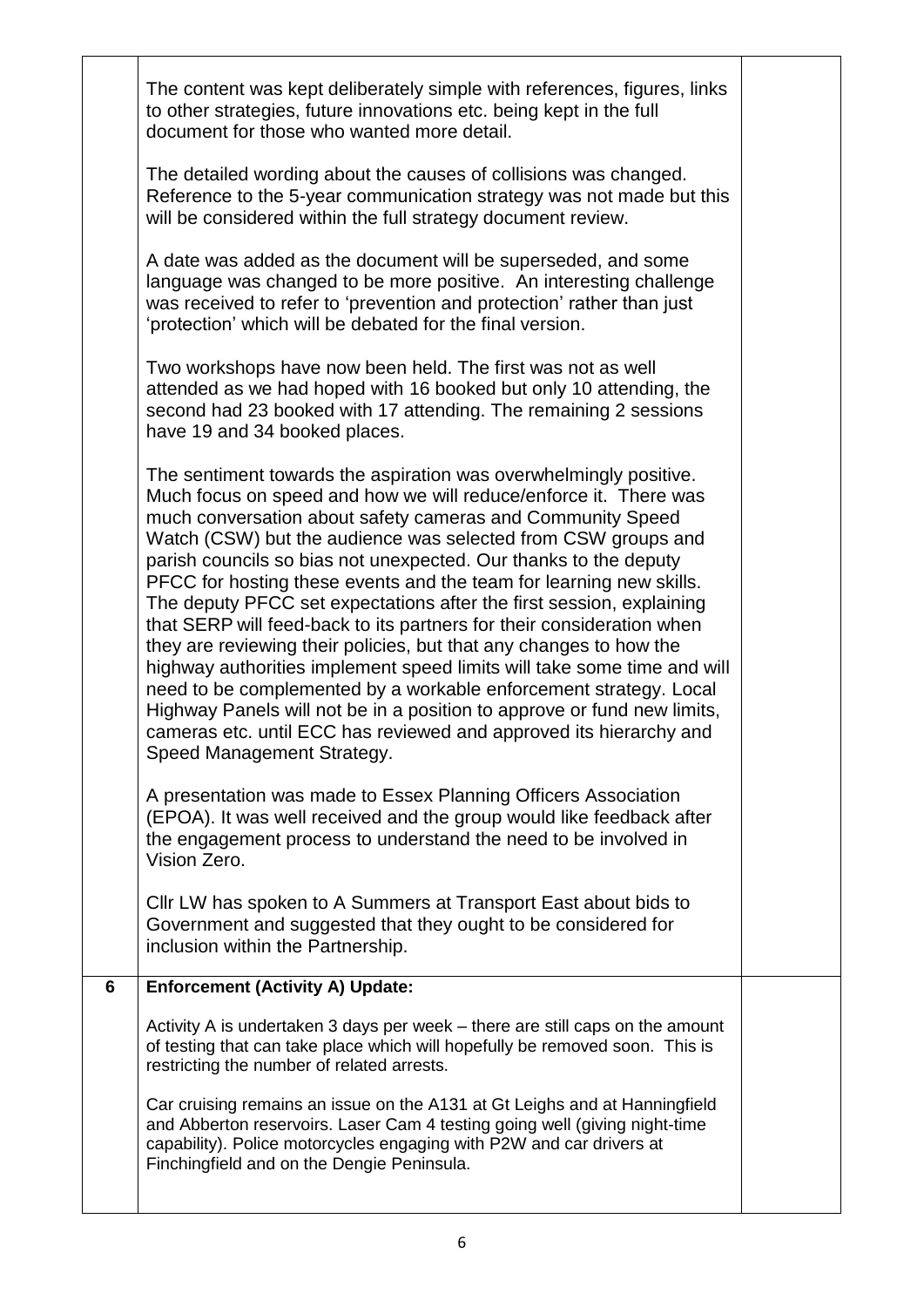| | | |
|---|---|---|
| | The content was kept deliberately simple with references, figures, links to other strategies, future innovations etc. being kept in the full document for those who wanted more detail.<br><br>The detailed wording about the causes of collisions was changed. Reference to the 5-year communication strategy was not made but this will be considered within the full strategy document review.<br><br>A date was added as the document will be superseded, and some language was changed to be more positive. An interesting challenge was received to refer to 'prevention and protection' rather than just 'protection' which will be debated for the final version.<br><br>Two workshops have now been held. The first was not as well attended as we had hoped with 16 booked but only 10 attending, the second had 23 booked with 17 attending. The remaining 2 sessions have 19 and 34 booked places.<br><br>The sentiment towards the aspiration was overwhelmingly positive. Much focus on speed and how we will reduce/enforce it. There was much conversation about safety cameras and Community Speed Watch (CSW) but the audience was selected from CSW groups and parish councils so bias not unexpected. Our thanks to the deputy PFCC for hosting these events and the team for learning new skills. The deputy PFCC set expectations after the first session, explaining that SERP will feed-back to its partners for their consideration when they are reviewing their policies, but that any changes to how the highway authorities implement speed limits will take some time and will need to be complemented by a workable enforcement strategy. Local Highway Panels will not be in a position to approve or fund new limits, cameras etc. until ECC has reviewed and approved its hierarchy and Speed Management Strategy.<br><br>A presentation was made to Essex Planning Officers Association (EPOA). It was well received and the group would like feedback after the engagement process to understand the need to be involved in Vision Zero.<br><br>Cllr LW has spoken to A Summers at Transport East about bids to Government and suggested that they ought to be considered for inclusion within the Partnership. | |
| **6** | **Enforcement (Activity A) Update:**<br><br>Activity A is undertaken 3 days per week – there are still caps on the amount of testing that can take place which will hopefully be removed soon. This is restricting the number of related arrests.<br><br>Car cruising remains an issue on the A131 at Gt Leighs and at Hanningfield and Abberton reservoirs. Laser Cam 4 testing going well (giving night-time capability). Police motorcycles engaging with P2W and car drivers at Finchingfield and on the Dengie Peninsula. | |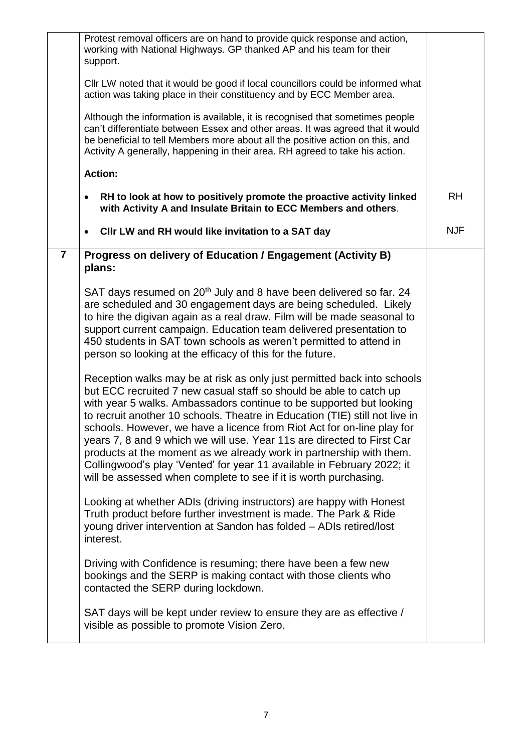| | | |
|---|---|---|
| | Protest removal officers are on hand to provide quick response and action, working with National Highways. GP thanked AP and his team for their support.<br><br>Cllr LW noted that it would be good if local councillors could be informed what action was taking place in their constituency and by ECC Member area.<br><br>Although the information is available, it is recognised that sometimes people can't differentiate between Essex and other areas. It was agreed that it would be beneficial to tell Members more about all the positive action on this, and Activity A generally, happening in their area. RH agreed to take his action.<br><br>**Action:**<br><br>• **RH to look at how to positively promote the proactive activity linked with Activity A and Insulate Britain to ECC Members and others**.<br><br>• **Cllr LW and RH would like invitation to a SAT day** | <br><br><br><br><br><br><br><br><br><br><br>RH<br><br>NJF |
| **7** | **Progress on delivery of Education / Engagement (Activity B) plans:**<br><br>SAT days resumed on 20th July and 8 have been delivered so far. 24 are scheduled and 30 engagement days are being scheduled. Likely to hire the digivan again as a real draw. Film will be made seasonal to support current campaign. Education team delivered presentation to 450 students in SAT town schools as weren't permitted to attend in person so looking at the efficacy of this for the future.<br><br>Reception walks may be at risk as only just permitted back into schools but ECC recruited 7 new casual staff so should be able to catch up with year 5 walks. Ambassadors continue to be supported but looking to recruit another 10 schools. Theatre in Education (TIE) still not live in schools. However, we have a licence from Riot Act for on-line play for years 7, 8 and 9 which we will use. Year 11s are directed to First Car products at the moment as we already work in partnership with them. Collingwood's play 'Vented' for year 11 available in February 2022; it will be assessed when complete to see if it is worth purchasing.<br><br>Looking at whether ADIs (driving instructors) are happy with Honest Truth product before further investment is made. The Park & Ride young driver intervention at Sandon has folded – ADIs retired/lost interest.<br><br>Driving with Confidence is resuming; there have been a few new bookings and the SERP is making contact with those clients who contacted the SERP during lockdown.<br><br>SAT days will be kept under review to ensure they are as effective / visible as possible to promote Vision Zero. | |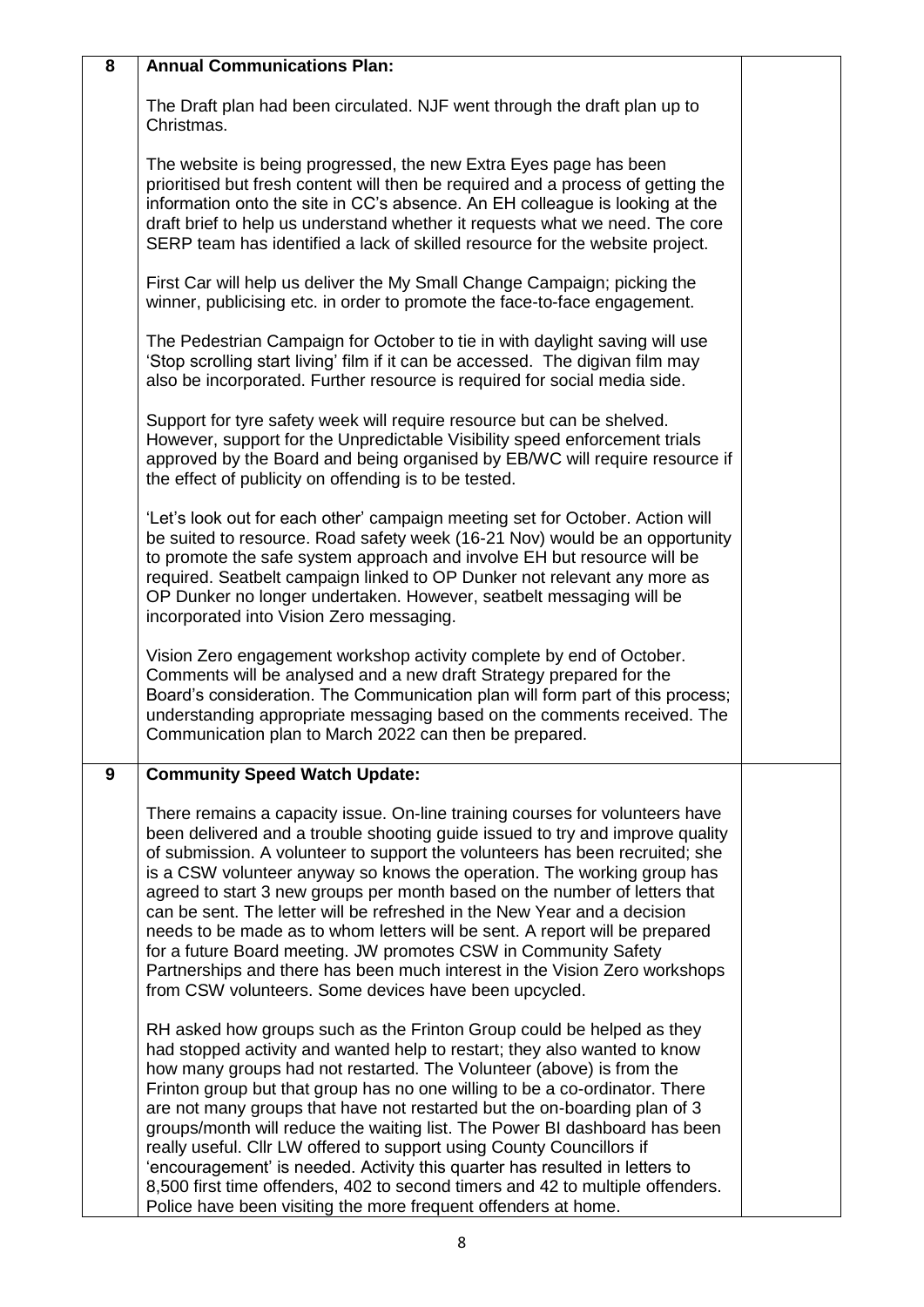| 8 | **Annual Communications Plan:**<br><br>The Draft plan had been circulated. NJF went through the draft plan up to Christmas.<br><br>The website is being progressed, the new Extra Eyes page has been prioritised but fresh content will then be required and a process of getting the information onto the site in CC's absence. An EH colleague is looking at the draft brief to help us understand whether it requests what we need. The core SERP team has identified a lack of skilled resource for the website project.<br><br>First Car will help us deliver the My Small Change Campaign; picking the winner, publicising etc. in order to promote the face-to-face engagement.<br><br>The Pedestrian Campaign for October to tie in with daylight saving will use 'Stop scrolling start living' film if it can be accessed. The digivan film may also be incorporated. Further resource is required for social media side.<br><br>Support for tyre safety week will require resource but can be shelved. However, support for the Unpredictable Visibility speed enforcement trials approved by the Board and being organised by EB/WC will require resource if the effect of publicity on offending is to be tested.<br><br>'Let's look out for each other' campaign meeting set for October. Action will be suited to resource. Road safety week (16-21 Nov) would be an opportunity to promote the safe system approach and involve EH but resource will be required. Seatbelt campaign linked to OP Dunker not relevant any more as OP Dunker no longer undertaken. However, seatbelt messaging will be incorporated into Vision Zero messaging.<br><br>Vision Zero engagement workshop activity complete by end of October. Comments will be analysed and a new draft Strategy prepared for the Board's consideration. The Communication plan will form part of this process; understanding appropriate messaging based on the comments received. The Communication plan to March 2022 can then be prepared. | |
|---|---|---|
| 9 | **Community Speed Watch Update:**<br><br>There remains a capacity issue. On-line training courses for volunteers have been delivered and a trouble shooting guide issued to try and improve quality of submission. A volunteer to support the volunteers has been recruited; she is a CSW volunteer anyway so knows the operation. The working group has agreed to start 3 new groups per month based on the number of letters that can be sent. The letter will be refreshed in the New Year and a decision needs to be made as to whom letters will be sent. A report will be prepared for a future Board meeting. JW promotes CSW in Community Safety Partnerships and there has been much interest in the Vision Zero workshops from CSW volunteers. Some devices have been upcycled.<br><br>RH asked how groups such as the Frinton Group could be helped as they had stopped activity and wanted help to restart; they also wanted to know how many groups had not restarted. The Volunteer (above) is from the Frinton group but that group has no one willing to be a co-ordinator. There are not many groups that have not restarted but the on-boarding plan of 3 groups/month will reduce the waiting list. The Power BI dashboard has been really useful. Cllr LW offered to support using County Councillors if 'encouragement' is needed. Activity this quarter has resulted in letters to 8,500 first time offenders, 402 to second timers and 42 to multiple offenders. Police have been visiting the more frequent offenders at home. | |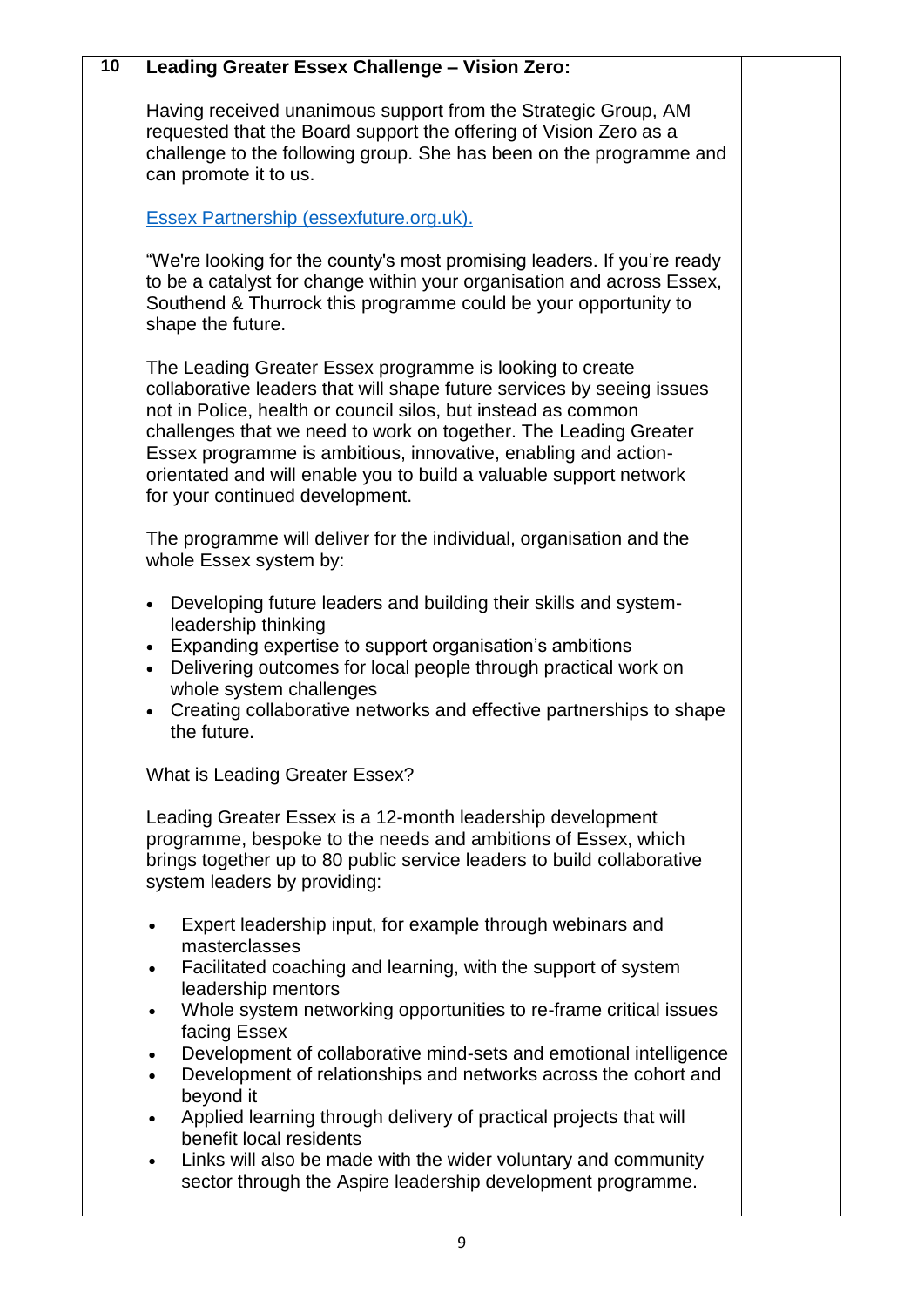| 10 | **Leading Greater Essex Challenge – Vision Zero:**<br><br>Having received unanimous support from the Strategic Group, AM requested that the Board support the offering of Vision Zero as a challenge to the following group. She has been on the programme and can promote it to us.<br><br>[Essex Partnership (essexfuture.org.uk).](essexfuture.org.uk)<br><br>"We're looking for the county's most promising leaders. If you're ready to be a catalyst for change within your organisation and across Essex, Southend & Thurrock this programme could be your opportunity to shape the future.<br><br>The Leading Greater Essex programme is looking to create collaborative leaders that will shape future services by seeing issues not in Police, health or council silos, but instead as common challenges that we need to work on together. The Leading Greater Essex programme is ambitious, innovative, enabling and action-orientated and will enable you to build a valuable support network for your continued development.<br><br>The programme will deliver for the individual, organisation and the whole Essex system by:<br><br>• Developing future leaders and building their skills and system-leadership thinking<br>• Expanding expertise to support organisation's ambitions<br>• Delivering outcomes for local people through practical work on whole system challenges<br>• Creating collaborative networks and effective partnerships to shape the future.<br><br>What is Leading Greater Essex?<br><br>Leading Greater Essex is a 12-month leadership development programme, bespoke to the needs and ambitions of Essex, which brings together up to 80 public service leaders to build collaborative system leaders by providing:<br><br>• Expert leadership input, for example through webinars and masterclasses<br>• Facilitated coaching and learning, with the support of system leadership mentors<br>• Whole system networking opportunities to re-frame critical issues facing Essex<br>• Development of collaborative mind-sets and emotional intelligence<br>• Development of relationships and networks across the cohort and beyond it<br>• Applied learning through delivery of practical projects that will benefit local residents<br>• Links will also be made with the wider voluntary and community sector through the Aspire leadership development programme. | |
|---|---|---|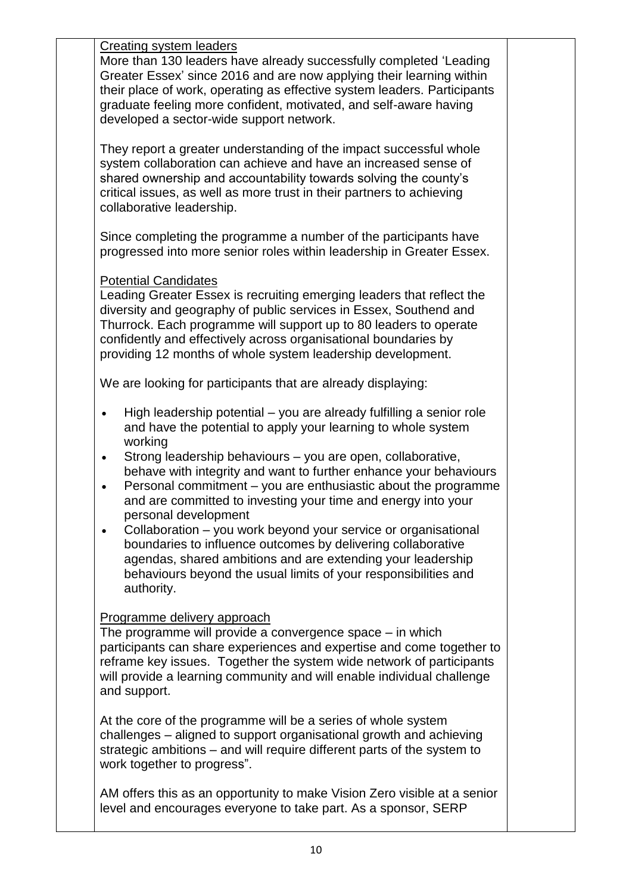Creating system leaders

More than 130 leaders have already successfully completed 'Leading Greater Essex' since 2016 and are now applying their learning within their place of work, operating as effective system leaders. Participants graduate feeling more confident, motivated, and self-aware having developed a sector-wide support network.

They report a greater understanding of the impact successful whole system collaboration can achieve and have an increased sense of shared ownership and accountability towards solving the county's critical issues, as well as more trust in their partners to achieving collaborative leadership.

Since completing the programme a number of the participants have progressed into more senior roles within leadership in Greater Essex.

Potential Candidates

Leading Greater Essex is recruiting emerging leaders that reflect the diversity and geography of public services in Essex, Southend and Thurrock. Each programme will support up to 80 leaders to operate confidently and effectively across organisational boundaries by providing 12 months of whole system leadership development.

We are looking for participants that are already displaying:

- High leadership potential – you are already fulfilling a senior role and have the potential to apply your learning to whole system working
- Strong leadership behaviours – you are open, collaborative, behave with integrity and want to further enhance your behaviours
- Personal commitment – you are enthusiastic about the programme and are committed to investing your time and energy into your personal development
- Collaboration – you work beyond your service or organisational boundaries to influence outcomes by delivering collaborative agendas, shared ambitions and are extending your leadership behaviours beyond the usual limits of your responsibilities and authority.

Programme delivery approach

The programme will provide a convergence space – in which participants can share experiences and expertise and come together to reframe key issues. Together the system wide network of participants will provide a learning community and will enable individual challenge and support.

At the core of the programme will be a series of whole system challenges – aligned to support organisational growth and achieving strategic ambitions – and will require different parts of the system to work together to progress".

AM offers this as an opportunity to make Vision Zero visible at a senior level and encourages everyone to take part. As a sponsor, SERP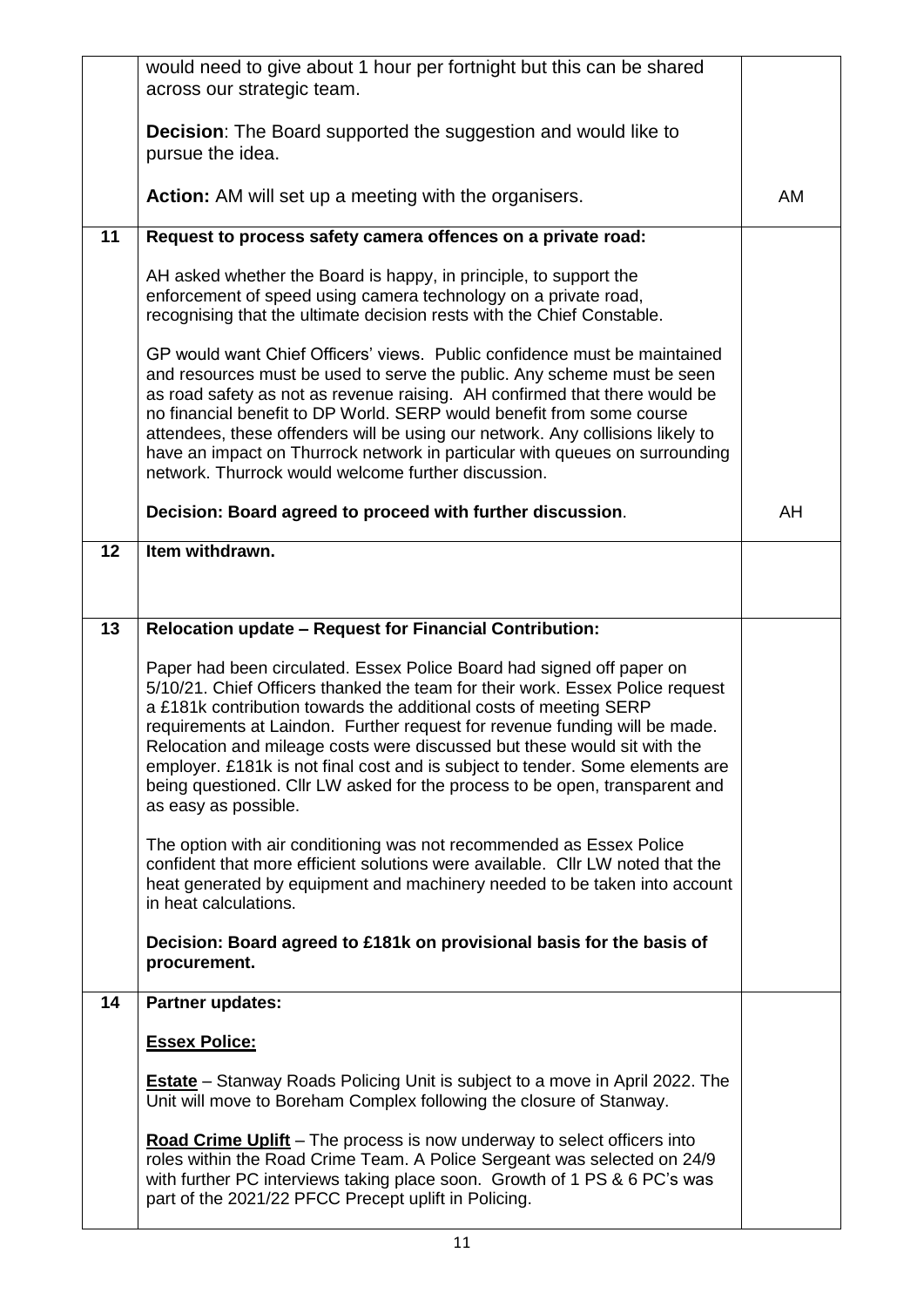| | | |
|---|---|---|
| | would need to give about 1 hour per fortnight but this can be shared across our strategic team.<br><br>**Decision**: The Board supported the suggestion and would like to pursue the idea.<br><br>**Action:** AM will set up a meeting with the organisers. | AM |
| **11** | **Request to process safety camera offences on a private road:**<br><br>AH asked whether the Board is happy, in principle, to support the enforcement of speed using camera technology on a private road, recognising that the ultimate decision rests with the Chief Constable.<br><br>GP would want Chief Officers' views. Public confidence must be maintained and resources must be used to serve the public. Any scheme must be seen as road safety as not as revenue raising. AH confirmed that there would be no financial benefit to DP World. SERP would benefit from some course attendees, these offenders will be using our network. Any collisions likely to have an impact on Thurrock network in particular with queues on surrounding network. Thurrock would welcome further discussion.<br><br>**Decision: Board agreed to proceed with further discussion**. | AH |
| **12** | **Item withdrawn.** | |
| **13** | **Relocation update – Request for Financial Contribution:**<br><br>Paper had been circulated. Essex Police Board had signed off paper on 5/10/21. Chief Officers thanked the team for their work. Essex Police request a £181k contribution towards the additional costs of meeting SERP requirements at Laindon. Further request for revenue funding will be made. Relocation and mileage costs were discussed but these would sit with the employer. £181k is not final cost and is subject to tender. Some elements are being questioned. Cllr LW asked for the process to be open, transparent and as easy as possible.<br><br>The option with air conditioning was not recommended as Essex Police confident that more efficient solutions were available. Cllr LW noted that the heat generated by equipment and machinery needed to be taken into account in heat calculations.<br><br>**Decision: Board agreed to £181k on provisional basis for the basis of procurement.** | |
| **14** | **Partner updates:**<br><br>**<u>Essex Police:</u>**<br><br>**<u>Estate</u>** – Stanway Roads Policing Unit is subject to a move in April 2022. The Unit will move to Boreham Complex following the closure of Stanway.<br><br>**<u>Road Crime Uplift</u>** – The process is now underway to select officers into roles within the Road Crime Team. A Police Sergeant was selected on 24/9 with further PC interviews taking place soon. Growth of 1 PS & 6 PC's was part of the 2021/22 PFCC Precept uplift in Policing. | |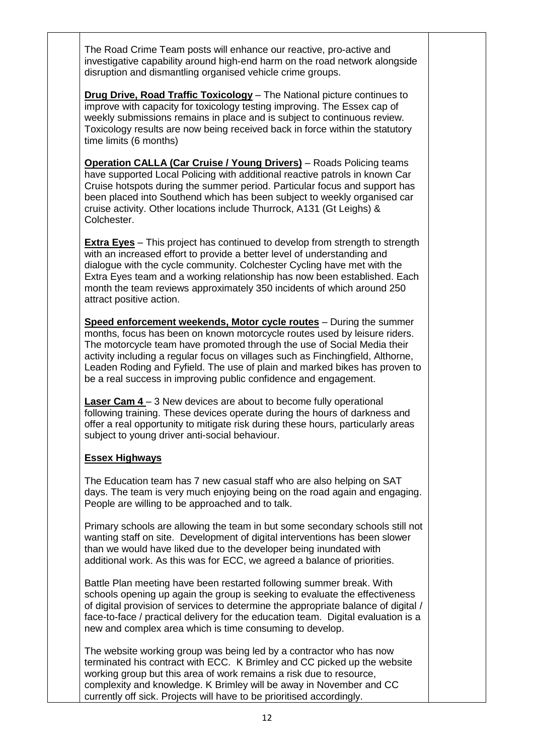The Road Crime Team posts will enhance our reactive, pro-active and investigative capability around high-end harm on the road network alongside disruption and dismantling organised vehicle crime groups.

**Drug Drive, Road Traffic Toxicology** – The National picture continues to improve with capacity for toxicology testing improving. The Essex cap of weekly submissions remains in place and is subject to continuous review. Toxicology results are now being received back in force within the statutory time limits (6 months)

**Operation CALLA (Car Cruise / Young Drivers)** – Roads Policing teams have supported Local Policing with additional reactive patrols in known Car Cruise hotspots during the summer period. Particular focus and support has been placed into Southend which has been subject to weekly organised car cruise activity. Other locations include Thurrock, A131 (Gt Leighs) & Colchester.

**Extra Eyes** – This project has continued to develop from strength to strength with an increased effort to provide a better level of understanding and dialogue with the cycle community. Colchester Cycling have met with the Extra Eyes team and a working relationship has now been established. Each month the team reviews approximately 350 incidents of which around 250 attract positive action.

**Speed enforcement weekends, Motor cycle routes** – During the summer months, focus has been on known motorcycle routes used by leisure riders. The motorcycle team have promoted through the use of Social Media their activity including a regular focus on villages such as Finchingfield, Althorne, Leaden Roding and Fyfield. The use of plain and marked bikes has proven to be a real success in improving public confidence and engagement.

**Laser Cam 4** – 3 New devices are about to become fully operational following training. These devices operate during the hours of darkness and offer a real opportunity to mitigate risk during these hours, particularly areas subject to young driver anti-social behaviour.

**Essex Highways**

The Education team has 7 new casual staff who are also helping on SAT days. The team is very much enjoying being on the road again and engaging. People are willing to be approached and to talk.

Primary schools are allowing the team in but some secondary schools still not wanting staff on site. Development of digital interventions has been slower than we would have liked due to the developer being inundated with additional work. As this was for ECC, we agreed a balance of priorities.

Battle Plan meeting have been restarted following summer break. With schools opening up again the group is seeking to evaluate the effectiveness of digital provision of services to determine the appropriate balance of digital / face-to-face / practical delivery for the education team. Digital evaluation is a new and complex area which is time consuming to develop.

The website working group was being led by a contractor who has now terminated his contract with ECC. K Brimley and CC picked up the website working group but this area of work remains a risk due to resource, complexity and knowledge. K Brimley will be away in November and CC currently off sick. Projects will have to be prioritised accordingly.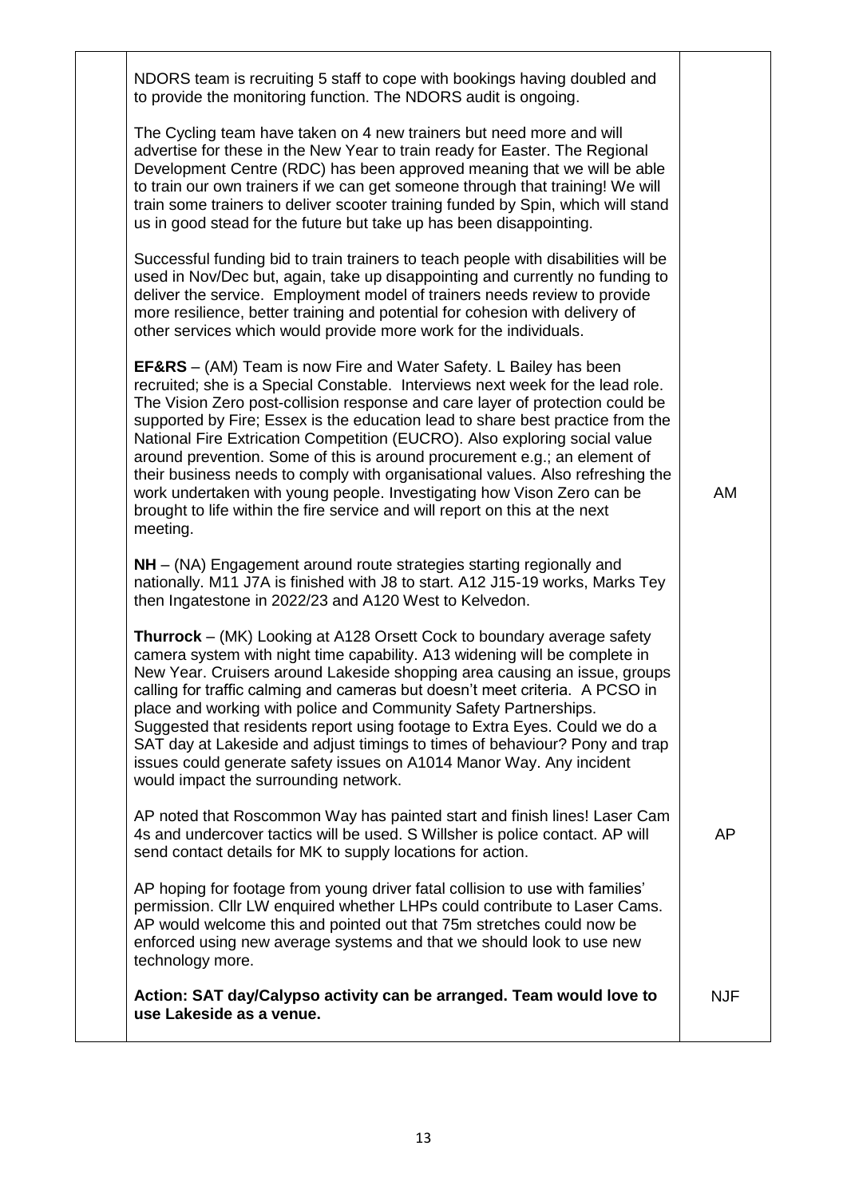| | | |
|---|---|---|
| | NDORS team is recruiting 5 staff to cope with bookings having doubled and to provide the monitoring function. The NDORS audit is ongoing.<br><br>The Cycling team have taken on 4 new trainers but need more and will advertise for these in the New Year to train ready for Easter. The Regional Development Centre (RDC) has been approved meaning that we will be able to train our own trainers if we can get someone through that training! We will train some trainers to deliver scooter training funded by Spin, which will stand us in good stead for the future but take up has been disappointing.<br><br>Successful funding bid to train trainers to teach people with disabilities will be used in Nov/Dec but, again, take up disappointing and currently no funding to deliver the service. Employment model of trainers needs review to provide more resilience, better training and potential for cohesion with delivery of other services which would provide more work for the individuals. | |
| | **EF&RS** – (AM) Team is now Fire and Water Safety. L Bailey has been recruited; she is a Special Constable. Interviews next week for the lead role. The Vision Zero post-collision response and care layer of protection could be supported by Fire; Essex is the education lead to share best practice from the National Fire Extrication Competition (EUCRO). Also exploring social value around prevention. Some of this is around procurement e.g.; an element of their business needs to comply with organisational values. Also refreshing the work undertaken with young people. Investigating how Vison Zero can be brought to life within the fire service and will report on this at the next meeting. | AM |
| | **NH** – (NA) Engagement around route strategies starting regionally and nationally. M11 J7A is finished with J8 to start. A12 J15-19 works, Marks Tey then Ingatestone in 2022/23 and A120 West to Kelvedon. | |
| | **Thurrock** – (MK) Looking at A128 Orsett Cock to boundary average safety camera system with night time capability. A13 widening will be complete in New Year. Cruisers around Lakeside shopping area causing an issue, groups calling for traffic calming and cameras but doesn't meet criteria. A PCSO in place and working with police and Community Safety Partnerships. Suggested that residents report using footage to Extra Eyes. Could we do a SAT day at Lakeside and adjust timings to times of behaviour? Pony and trap issues could generate safety issues on A1014 Manor Way. Any incident would impact the surrounding network. | |
| | AP noted that Roscommon Way has painted start and finish lines! Laser Cam 4s and undercover tactics will be used. S Willsher is police contact. AP will send contact details for MK to supply locations for action. | AP |
| | AP hoping for footage from young driver fatal collision to use with families' permission. Cllr LW enquired whether LHPs could contribute to Laser Cams. AP would welcome this and pointed out that 75m stretches could now be enforced using new average systems and that we should look to use new technology more. | |
| | **Action: SAT day/Calypso activity can be arranged. Team would love to use Lakeside as a venue.** | NJF |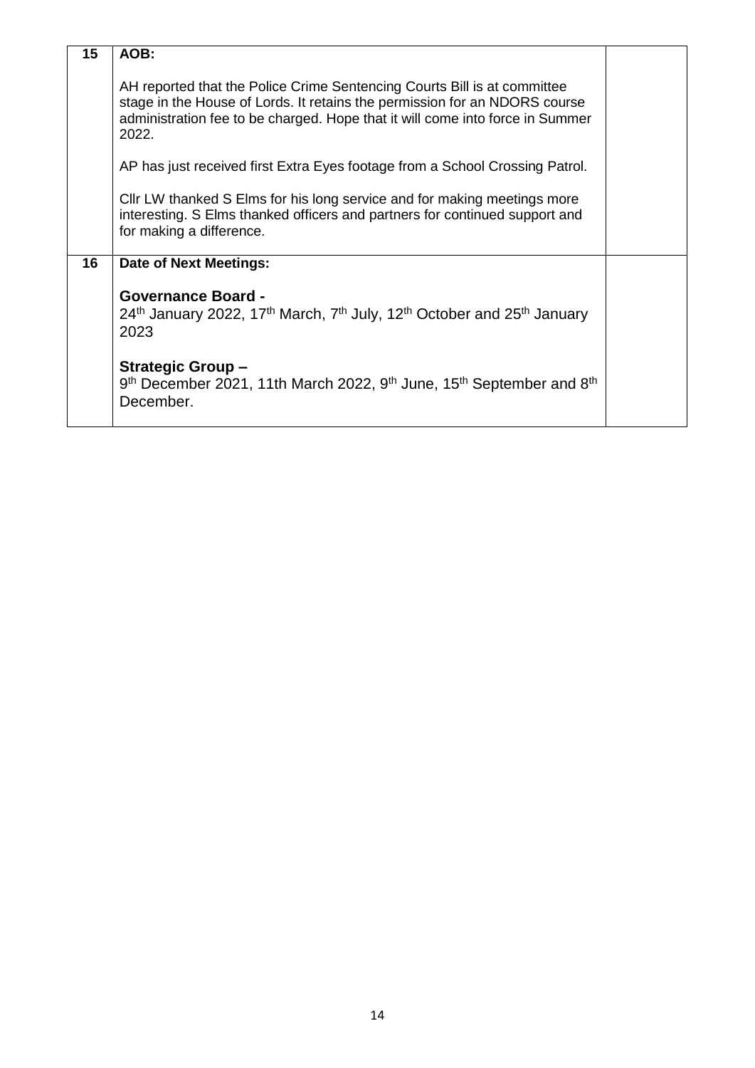| | | |
|---|---|---|
| 15 | **AOB:**<br><br>AH reported that the Police Crime Sentencing Courts Bill is at committee stage in the House of Lords. It retains the permission for an NDORS course administration fee to be charged. Hope that it will come into force in Summer 2022.<br><br>AP has just received first Extra Eyes footage from a School Crossing Patrol.<br><br>Cllr LW thanked S Elms for his long service and for making meetings more interesting. S Elms thanked officers and partners for continued support and for making a difference. | |
| 16 | **Date of Next Meetings:**<br><br>**Governance Board -**<br>24th January 2022, 17th March, 7th July, 12th October and 25th January 2023<br><br>**Strategic Group –**<br>9th December 2021, 11th March 2022, 9th June, 15th September and 8th December. | |